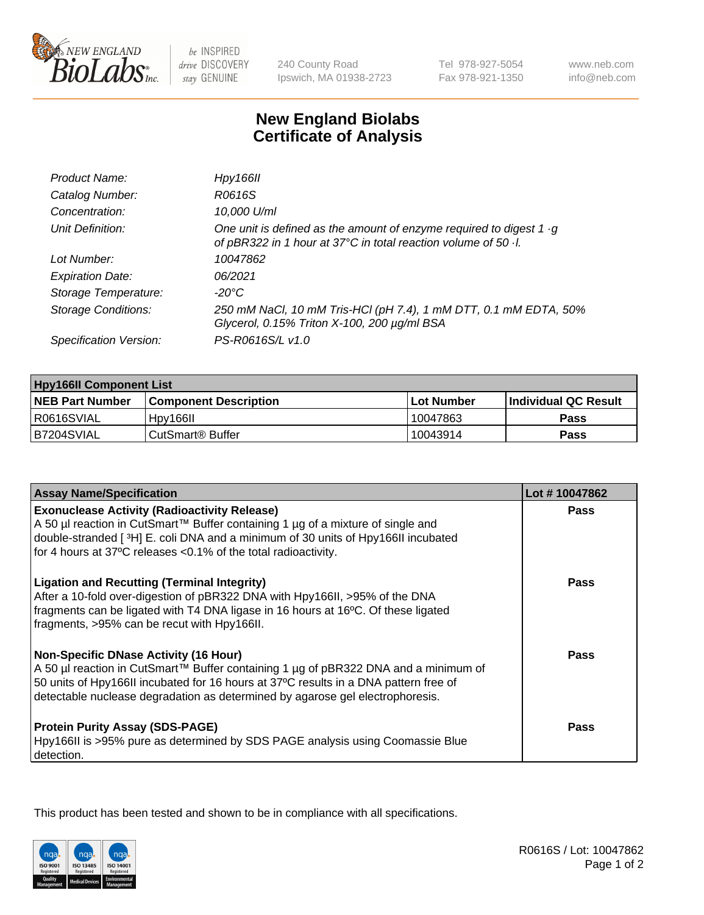New England BioLabs Inc. — be INSPIRED drive DISCOVERY stay GENUINE

240 County Road
Ipswich, MA 01938-2723

Tel 978-927-5054
Fax 978-921-1350

www.neb.com
info@neb.com

# New England Biolabs
# Certificate of Analysis

| | |
|---|---|
| *Product Name:* | *Hpy166II* |
| *Catalog Number:* | *R0616S* |
| *Concentration:* | *10,000 U/ml* |
| *Unit Definition:* | *One unit is defined as the amount of enzyme required to digest 1 ·g of pBR322 in 1 hour at 37°C in total reaction volume of 50 ·l.* |
| *Lot Number:* | *10047862* |
| *Expiration Date:* | *06/2021* |
| *Storage Temperature:* | *-20°C* |
| *Storage Conditions:* | *250 mM NaCl, 10 mM Tris-HCl (pH 7.4), 1 mM DTT, 0.1 mM EDTA, 50% Glycerol, 0.15% Triton X-100, 200 µg/ml BSA* |
| *Specification Version:* | *PS-R0616S/L v1.0* |

| Hpy166II Component List | | | |
|---|---|---|---|
| **NEB Part Number** | **Component Description** | **Lot Number** | **Individual QC Result** |
| R0616SVIAL | Hpy166II | 10047863 | **Pass** |
| B7204SVIAL | CutSmart® Buffer | 10043914 | **Pass** |

| Assay Name/Specification | Lot # 10047862 |
|---|---|
| **Exonuclease Activity (Radioactivity Release)**<br>A 50 µl reaction in CutSmart™ Buffer containing 1 µg of a mixture of single and double-stranded [ ³H] E. coli DNA and a minimum of 30 units of Hpy166II incubated for 4 hours at 37ºC releases <0.1% of the total radioactivity. | **Pass** |
| **Ligation and Recutting (Terminal Integrity)**<br>After a 10-fold over-digestion of pBR322 DNA with Hpy166II, >95% of the DNA fragments can be ligated with T4 DNA ligase in 16 hours at 16ºC. Of these ligated fragments, >95% can be recut with Hpy166II. | **Pass** |
| **Non-Specific DNase Activity (16 Hour)**<br>A 50 µl reaction in CutSmart™ Buffer containing 1 µg of pBR322 DNA and a minimum of 50 units of Hpy166II incubated for 16 hours at 37ºC results in a DNA pattern free of detectable nuclease degradation as determined by agarose gel electrophoresis. | **Pass** |
| **Protein Purity Assay (SDS-PAGE)**<br>Hpy166II is >95% pure as determined by SDS PAGE analysis using Coomassie Blue detection. | **Pass** |

This product has been tested and shown to be in compliance with all specifications.

R0616S / Lot: 10047862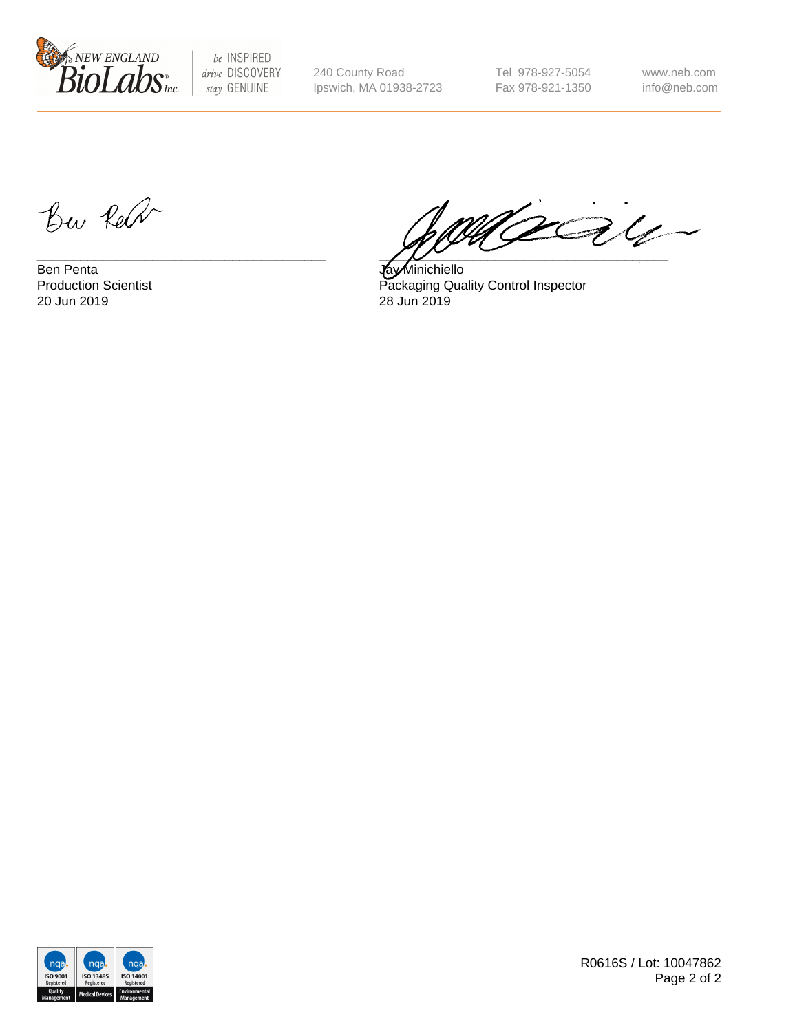Ben Penta
Production Scientist
20 Jun 2019

Jay Minichiello
Packaging Quality Control Inspector
28 Jun 2019

R0616S / Lot: 10047862